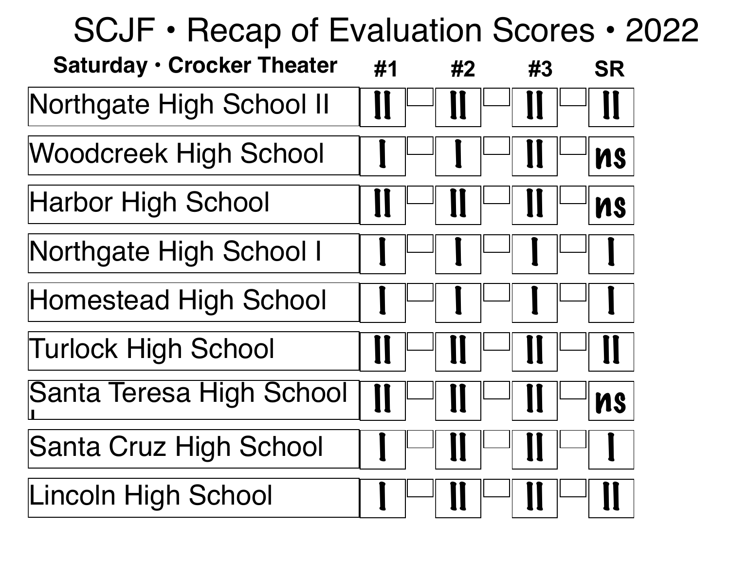# SCJF • Recap of Evaluation Scores • 2022

| Saturday • Crocker Theater | #1 | #2 | #3 | SR |
|---|---|---|---|---|
| Northgate High School II | II | II | II | II |
| Woodcreek High School | I | I | II | ns |
| Harbor High School | II | II | II | ns |
| Northgate High School I | I | I | I | I |
| Homestead High School | I | I | I | I |
| Turlock High School | II | II | II | II |
| Santa Teresa High School I | II | II | II | ns |
| Santa Cruz High School | I | II | II | I |
| Lincoln High School | I | II | II | II |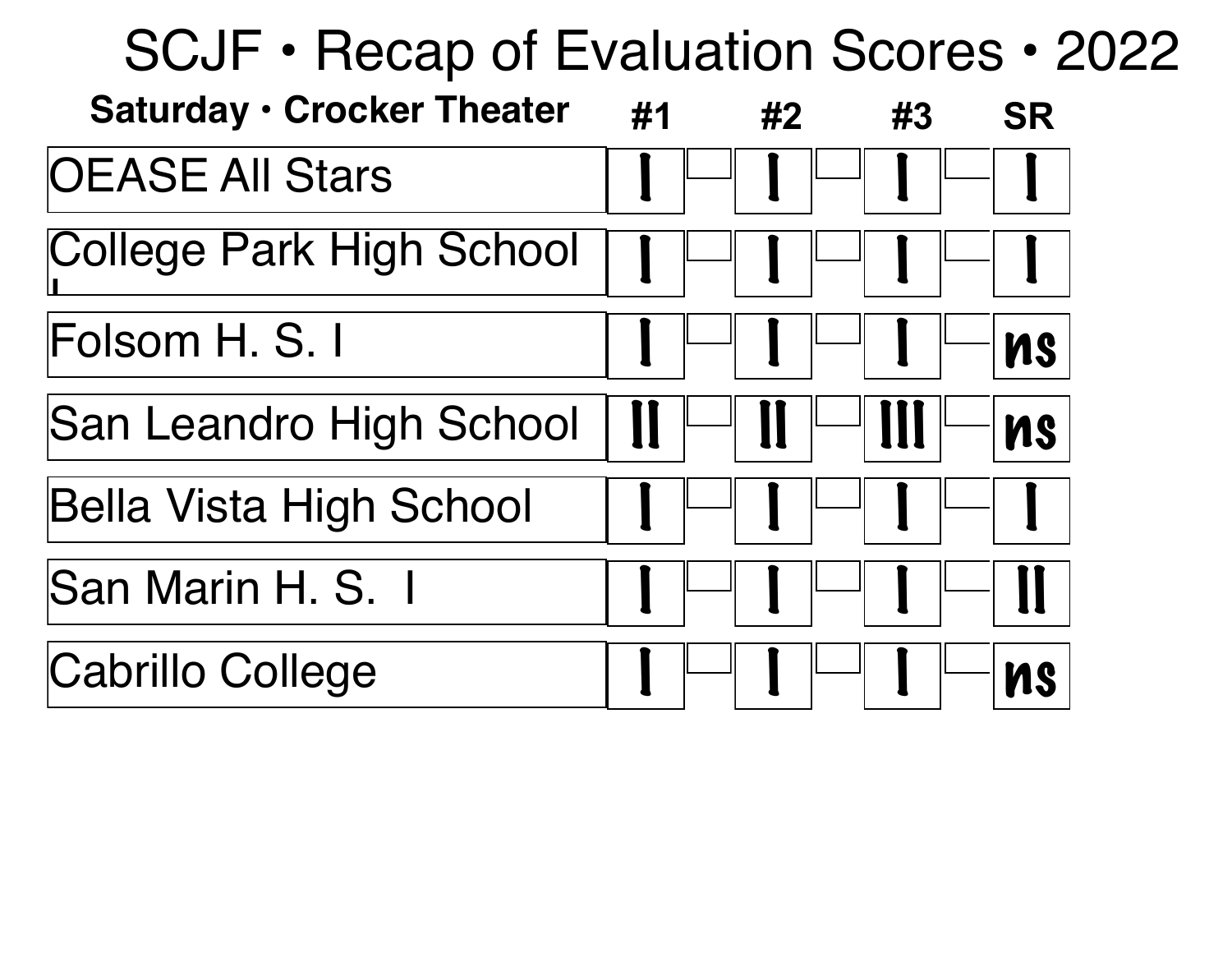# SCJF • Recap of Evaluation Scores • 2022

| Saturday • Crocker Theater | #1 | #2 | #3 | SR |
|---|---|---|---|---|
| OEASE All Stars | I | I | I | I |
| College Park High School I | I | I | I | I |
| Folsom H. S. I | I | I | I | ns |
| San Leandro High School | II | II | III | ns |
| Bella Vista High School | I | I | I | I |
| San Marin H. S. I | I | I | I | II |
| Cabrillo College | I | I | I | ns |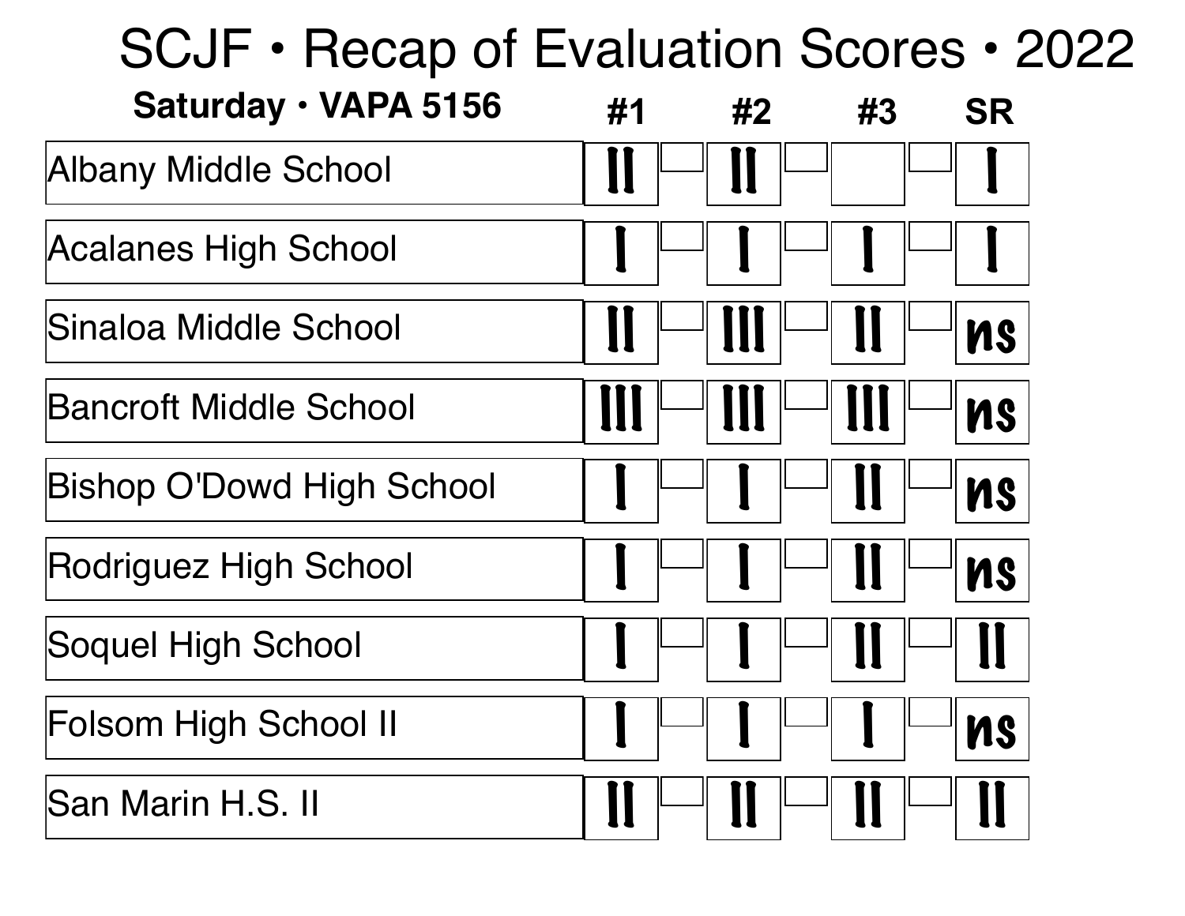# SCJF • Recap of Evaluation Scores • 2022

| Saturday • VAPA 5156 | #1 | #2 | #3 | SR |
|---|---|---|---|---|
| Albany Middle School | II | II | | I |
| Acalanes High School | I | I | I | I |
| Sinaloa Middle School | II | III | II | ns |
| Bancroft Middle School | III | III | III | ns |
| Bishop O'Dowd High School | I | I | II | ns |
| Rodriguez High School | I | I | II | ns |
| Soquel High School | I | I | II | II |
| Folsom High School II | I | I | I | ns |
| San Marin H.S. II | II | II | II | II |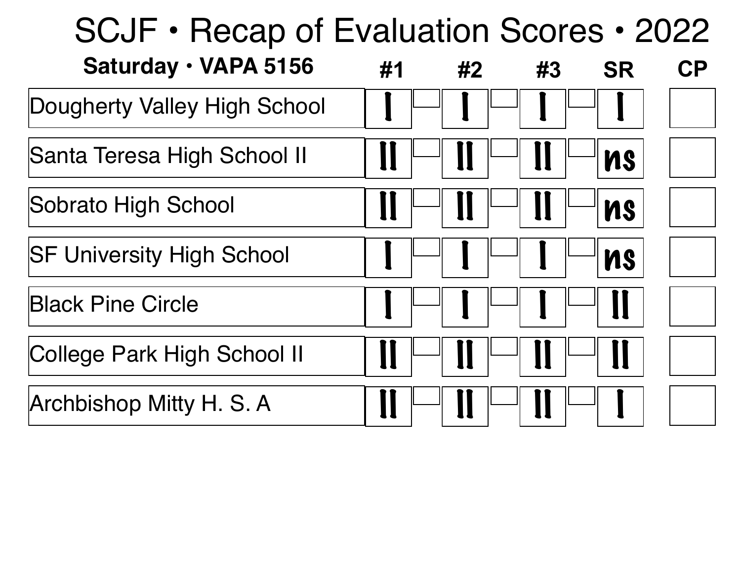# SCJF • Recap of Evaluation Scores • 2022

| Saturday • VAPA 5156 | #1 | #2 | #3 | SR | CP |
|---|---|---|---|---|---|
| Dougherty Valley High School | I | I | I | I | |
| Santa Teresa High School II | II | II | II | ns | |
| Sobrato High School | II | II | II | ns | |
| SF University High School | I | I | I | ns | |
| Black Pine Circle | I | I | I | II | |
| College Park High School II | II | II | II | II | |
| Archbishop Mitty H. S. A | II | II | II | I | |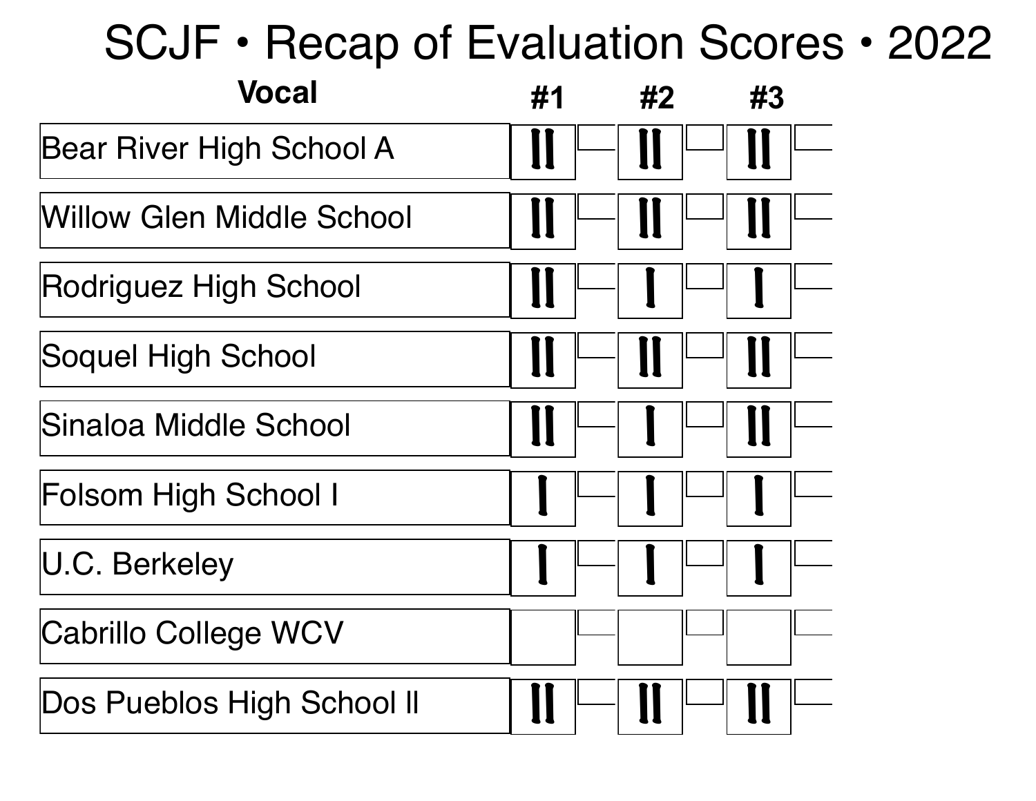# SCJF • Recap of Evaluation Scores • 2022

| Vocal | #1 | | #2 | | #3 | |
|---|---|---|---|---|---|---|
| Bear River High School A | II | | II | | II | |
| Willow Glen Middle School | II | | II | | II | |
| Rodriguez High School | II | | I | | I | |
| Soquel High School | II | | II | | II | |
| Sinaloa Middle School | II | | I | | II | |
| Folsom High School I | I | | I | | I | |
| U.C. Berkeley | I | | I | | I | |
| Cabrillo College WCV | | | | | | |
| Dos Pueblos High School II | II | | II | | II | |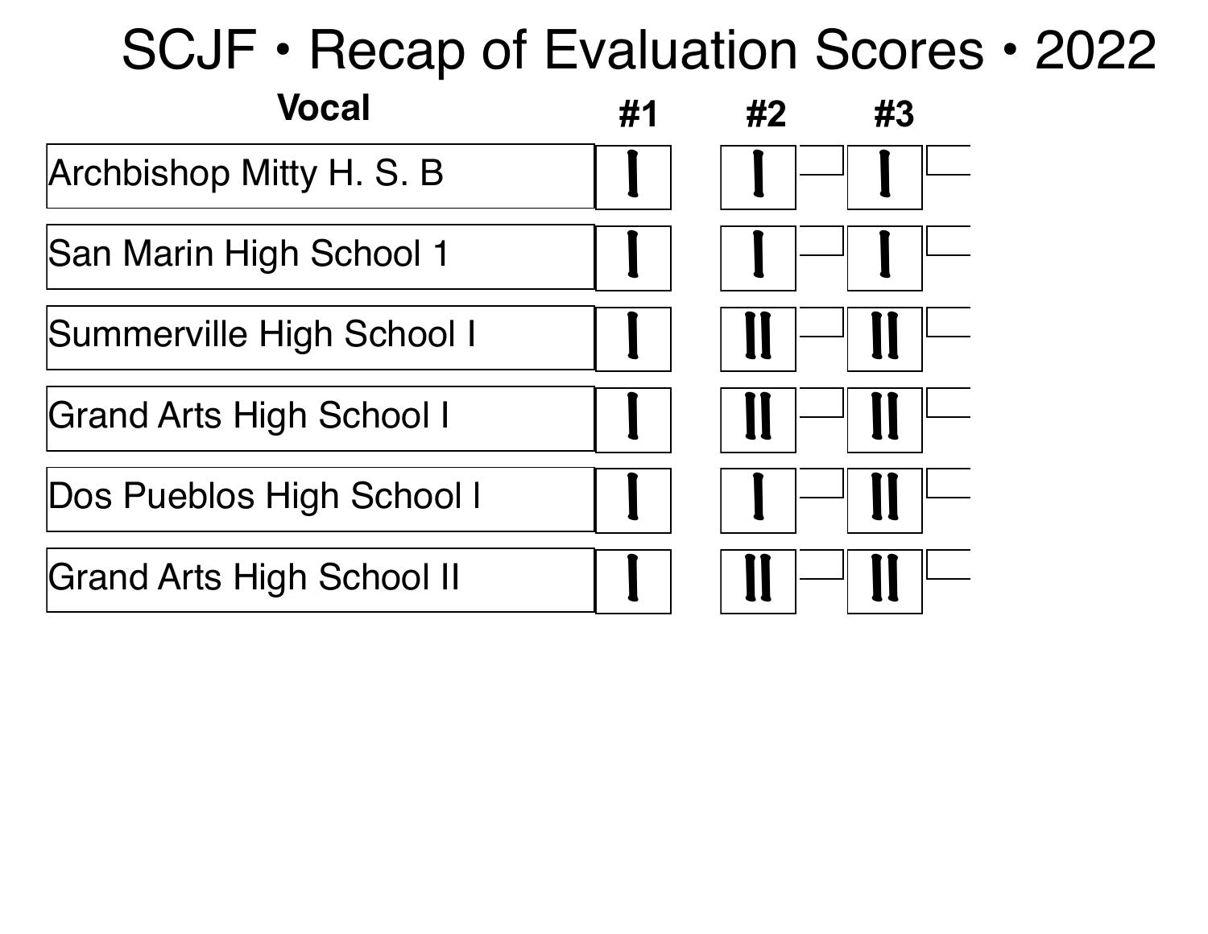# SCJF • Recap of Evaluation Scores • 2022

| Vocal | #1 | #2 | #3 |
|---|---|---|---|
| Archbishop Mitty H. S. B | I | I | I |
| San Marin High School 1 | I | I | I |
| Summerville High School I | I | II | II |
| Grand Arts High School I | I | II | II |
| Dos Pueblos High School I | I | I | II |
| Grand Arts High School II | I | II | II |